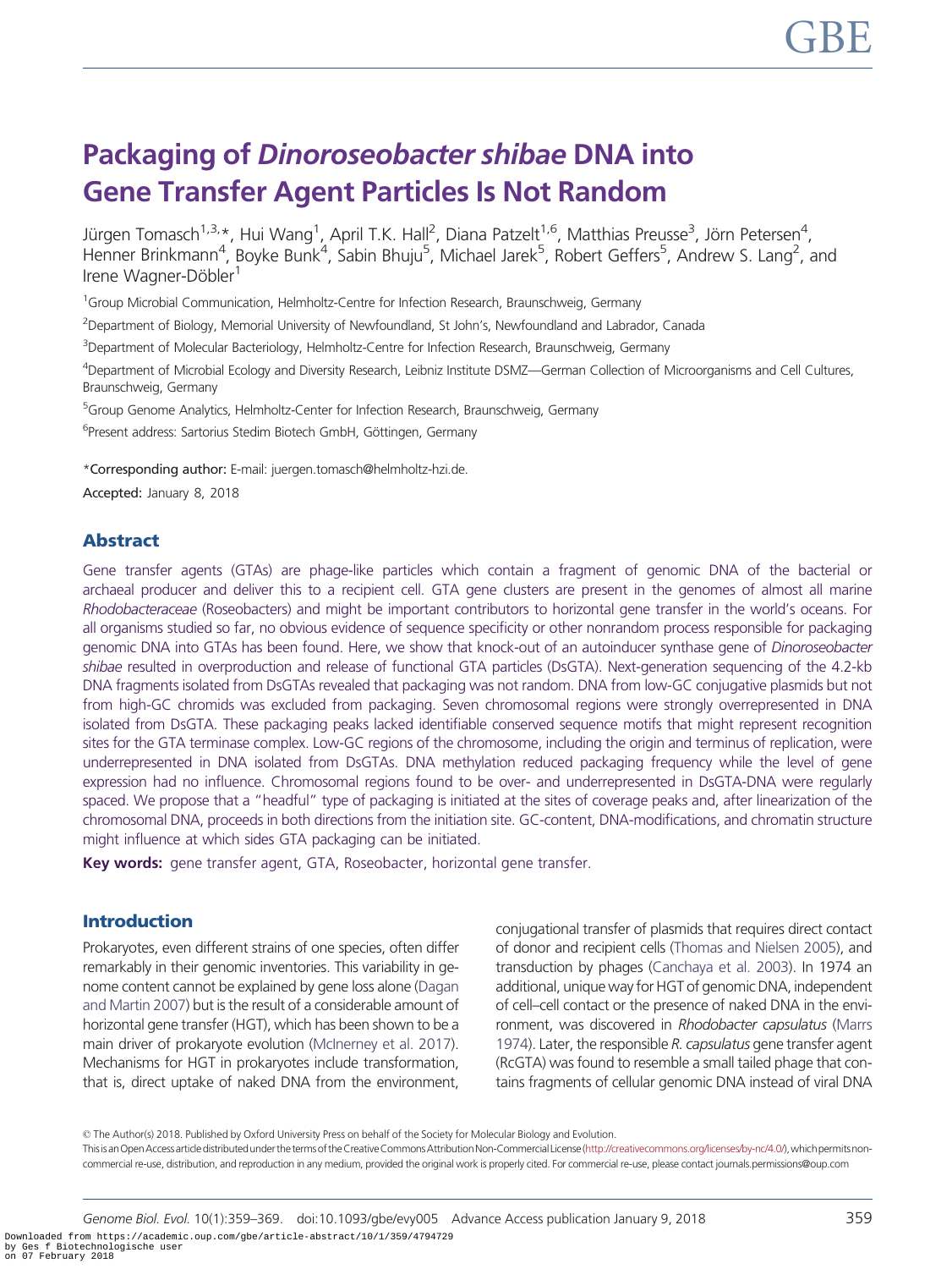# Packaging of *Dinoroseobacter shibae* DNA into Gene Transfer Agent Particles Is Not Random

Jürgen Tomasch[1,3,*], Hui Wang[1], April T.K. Hall[2], Diana Patzelt[1,6], Matthias Preusse[3], Jörn Petersen[4], Henner Brinkmann[4], Boyke Bunk[4], Sabin Bhuju[5], Michael Jarek[5], Robert Geffers[5], Andrew S. Lang[2], and Irene Wagner-Döbler[1]

[1]Group Microbial Communication, Helmholtz-Centre for Infection Research, Braunschweig, Germany

[2]Department of Biology, Memorial University of Newfoundland, St John's, Newfoundland and Labrador, Canada

[3]Department of Molecular Bacteriology, Helmholtz-Centre for Infection Research, Braunschweig, Germany

[4]Department of Microbial Ecology and Diversity Research, Leibniz Institute DSMZ—German Collection of Microorganisms and Cell Cultures, Braunschweig, Germany

[5]Group Genome Analytics, Helmholtz-Center for Infection Research, Braunschweig, Germany

[6]Present address: Sartorius Stedim Biotech GmbH, Göttingen, Germany

*Corresponding author: E-mail: juergen.tomasch@helmholtz-hzi.de.

Accepted: January 8, 2018

## Abstract

Gene transfer agents (GTAs) are phage-like particles which contain a fragment of genomic DNA of the bacterial or archaeal producer and deliver this to a recipient cell. GTA gene clusters are present in the genomes of almost all marine *Rhodobacteraceae* (Roseobacters) and might be important contributors to horizontal gene transfer in the world's oceans. For all organisms studied so far, no obvious evidence of sequence specificity or other nonrandom process responsible for packaging genomic DNA into GTAs has been found. Here, we show that knock-out of an autoinducer synthase gene of *Dinoroseobacter shibae* resulted in overproduction and release of functional GTA particles (DsGTA). Next-generation sequencing of the 4.2-kb DNA fragments isolated from DsGTAs revealed that packaging was not random. DNA from low-GC conjugative plasmids but not from high-GC chromids was excluded from packaging. Seven chromosomal regions were strongly overrepresented in DNA isolated from DsGTA. These packaging peaks lacked identifiable conserved sequence motifs that might represent recognition sites for the GTA terminase complex. Low-GC regions of the chromosome, including the origin and terminus of replication, were underrepresented in DNA isolated from DsGTAs. DNA methylation reduced packaging frequency while the level of gene expression had no influence. Chromosomal regions found to be over- and underrepresented in DsGTA-DNA were regularly spaced. We propose that a "headful" type of packaging is initiated at the sites of coverage peaks and, after linearization of the chromosomal DNA, proceeds in both directions from the initiation site. GC-content, DNA-modifications, and chromatin structure might influence at which sides GTA packaging can be initiated.

**Key words:** gene transfer agent, GTA, Roseobacter, horizontal gene transfer.

## Introduction

Prokaryotes, even different strains of one species, often differ remarkably in their genomic inventories. This variability in genome content cannot be explained by gene loss alone (Dagan and Martin 2007) but is the result of a considerable amount of horizontal gene transfer (HGT), which has been shown to be a main driver of prokaryote evolution (McInerney et al. 2017). Mechanisms for HGT in prokaryotes include transformation, that is, direct uptake of naked DNA from the environment, conjugational transfer of plasmids that requires direct contact of donor and recipient cells (Thomas and Nielsen 2005), and transduction by phages (Canchaya et al. 2003). In 1974 an additional, unique way for HGT of genomic DNA, independent of cell–cell contact or the presence of naked DNA in the environment, was discovered in *Rhodobacter capsulatus* (Marrs 1974). Later, the responsible *R. capsulatus* gene transfer agent (RcGTA) was found to resemble a small tailed phage that contains fragments of cellular genomic DNA instead of viral DNA

© The Author(s) 2018. Published by Oxford University Press on behalf of the Society for Molecular Biology and Evolution.
This is an Open Access article distributed under the terms of the Creative Commons Attribution Non-Commercial License (http://creativecommons.org/licenses/by-nc/4.0/), which permits non-commercial re-use, distribution, and reproduction in any medium, provided the original work is properly cited. For commercial re-use, please contact journals.permissions@oup.com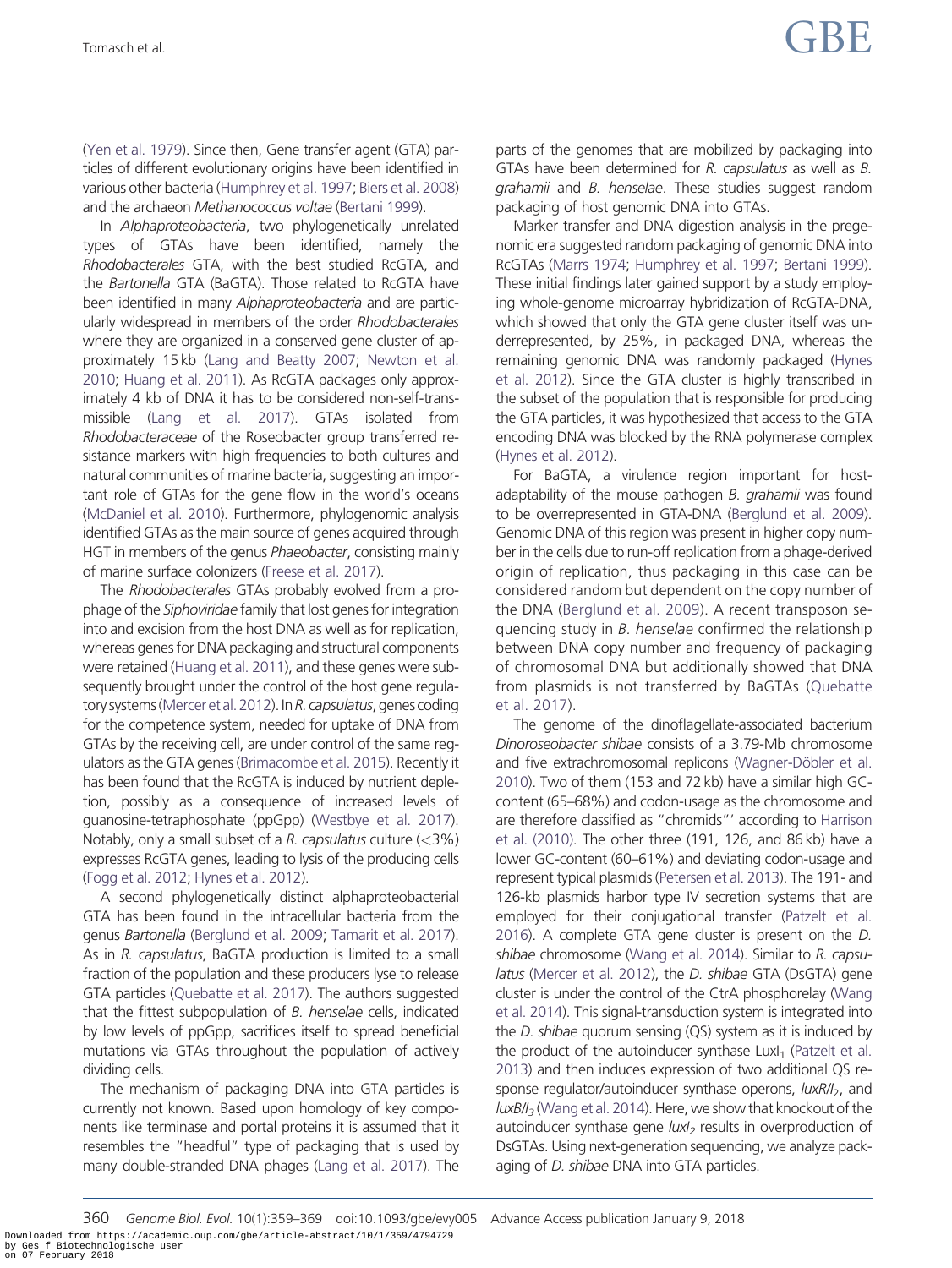(Yen et al. 1979). Since then, Gene transfer agent (GTA) particles of different evolutionary origins have been identified in various other bacteria (Humphrey et al. 1997; Biers et al. 2008) and the archaeon *Methanococcus voltae* (Bertani 1999).

In *Alphaproteobacteria*, two phylogenetically unrelated types of GTAs have been identified, namely the *Rhodobacterales* GTA, with the best studied RcGTA, and the *Bartonella* GTA (BaGTA). Those related to RcGTA have been identified in many *Alphaproteobacteria* and are particularly widespread in members of the order *Rhodobacterales* where they are organized in a conserved gene cluster of approximately 15 kb (Lang and Beatty 2007; Newton et al. 2010; Huang et al. 2011). As RcGTA packages only approximately 4 kb of DNA it has to be considered non-self-transmissible (Lang et al. 2017). GTAs isolated from *Rhodobacteraceae* of the Roseobacter group transferred resistance markers with high frequencies to both cultures and natural communities of marine bacteria, suggesting an important role of GTAs for the gene flow in the world's oceans (McDaniel et al. 2010). Furthermore, phylogenomic analysis identified GTAs as the main source of genes acquired through HGT in members of the genus *Phaeobacter*, consisting mainly of marine surface colonizers (Freese et al. 2017).

The *Rhodobacterales* GTAs probably evolved from a prophage of the *Siphoviridae* family that lost genes for integration into and excision from the host DNA as well as for replication, whereas genes for DNA packaging and structural components were retained (Huang et al. 2011), and these genes were subsequently brought under the control of the host gene regulatory systems (Mercer et al. 2012). In *R. capsulatus*, genes coding for the competence system, needed for uptake of DNA from GTAs by the receiving cell, are under control of the same regulators as the GTA genes (Brimacombe et al. 2015). Recently it has been found that the RcGTA is induced by nutrient depletion, possibly as a consequence of increased levels of guanosine-tetraphosphate (ppGpp) (Westbye et al. 2017). Notably, only a small subset of a *R. capsulatus* culture (<3%) expresses RcGTA genes, leading to lysis of the producing cells (Fogg et al. 2012; Hynes et al. 2012).

A second phylogenetically distinct alphaproteobacterial GTA has been found in the intracellular bacteria from the genus *Bartonella* (Berglund et al. 2009; Tamarit et al. 2017). As in *R. capsulatus*, BaGTA production is limited to a small fraction of the population and these producers lyse to release GTA particles (Quebatte et al. 2017). The authors suggested that the fittest subpopulation of *B. henselae* cells, indicated by low levels of ppGpp, sacrifices itself to spread beneficial mutations via GTAs throughout the population of actively dividing cells.

The mechanism of packaging DNA into GTA particles is currently not known. Based upon homology of key components like terminase and portal proteins it is assumed that it resembles the "headful" type of packaging that is used by many double-stranded DNA phages (Lang et al. 2017). The parts of the genomes that are mobilized by packaging into GTAs have been determined for *R. capsulatus* as well as *B. grahamii* and *B. henselae*. These studies suggest random packaging of host genomic DNA into GTAs.

Marker transfer and DNA digestion analysis in the pregenomic era suggested random packaging of genomic DNA into RcGTAs (Marrs 1974; Humphrey et al. 1997; Bertani 1999). These initial findings later gained support by a study employing whole-genome microarray hybridization of RcGTA-DNA, which showed that only the GTA gene cluster itself was underrepresented, by 25%, in packaged DNA, whereas the remaining genomic DNA was randomly packaged (Hynes et al. 2012). Since the GTA cluster is highly transcribed in the subset of the population that is responsible for producing the GTA particles, it was hypothesized that access to the GTA encoding DNA was blocked by the RNA polymerase complex (Hynes et al. 2012).

For BaGTA, a virulence region important for host-adaptability of the mouse pathogen *B. grahamii* was found to be overrepresented in GTA-DNA (Berglund et al. 2009). Genomic DNA of this region was present in higher copy number in the cells due to run-off replication from a phage-derived origin of replication, thus packaging in this case can be considered random but dependent on the copy number of the DNA (Berglund et al. 2009). A recent transposon sequencing study in *B. henselae* confirmed the relationship between DNA copy number and frequency of packaging of chromosomal DNA but additionally showed that DNA from plasmids is not transferred by BaGTAs (Quebatte et al. 2017).

The genome of the dinoflagellate-associated bacterium *Dinoroseobacter shibae* consists of a 3.79-Mb chromosome and five extrachromosomal replicons (Wagner-Döbler et al. 2010). Two of them (153 and 72 kb) have a similar high GC-content (65–68%) and codon-usage as the chromosome and are therefore classified as "chromids"' according to Harrison et al. (2010). The other three (191, 126, and 86 kb) have a lower GC-content (60–61%) and deviating codon-usage and represent typical plasmids (Petersen et al. 2013). The 191- and 126-kb plasmids harbor type IV secretion systems that are employed for their conjugational transfer (Patzelt et al. 2016). A complete GTA gene cluster is present on the *D. shibae* chromosome (Wang et al. 2014). Similar to *R. capsulatus* (Mercer et al. 2012), the *D. shibae* GTA (DsGTA) gene cluster is under the control of the CtrA phosphorelay (Wang et al. 2014). This signal-transduction system is integrated into the *D. shibae* quorum sensing (QS) system as it is induced by the product of the autoinducer synthase $\text{LuxI}_1$ (Patzelt et al. 2013) and then induces expression of two additional QS response regulator/autoinducer synthase operons, *luxR/I*$_2$, and *luxB/I*$_3$ (Wang et al. 2014). Here, we show that knockout of the autoinducer synthase gene *luxI*$_2$ results in overproduction of DsGTAs. Using next-generation sequencing, we analyze packaging of *D. shibae* DNA into GTA particles.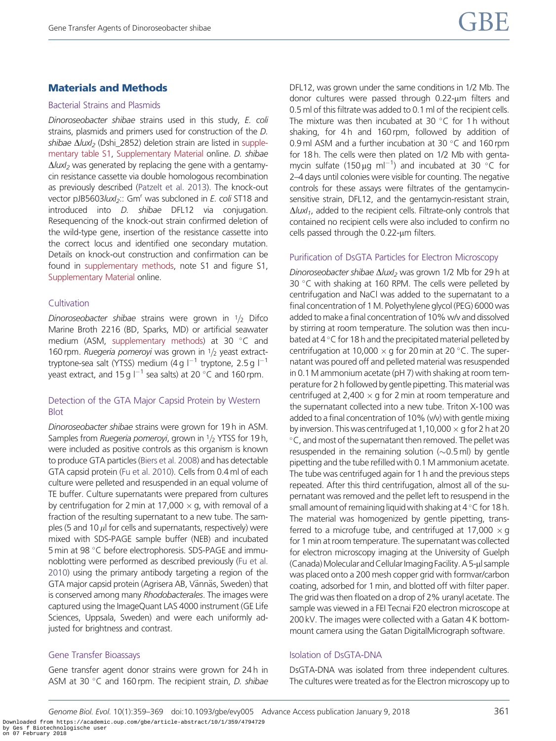## Materials and Methods

### Bacterial Strains and Plasmids

*Dinoroseobacter shibae* strains used in this study, *E. coli* strains, plasmids and primers used for construction of the *D. shibae* Δ*luxI*$_2$ (Dshi_2852) deletion strain are listed in supplementary table S1, Supplementary Material online. *D. shibae* Δ*luxI*$_2$ was generated by replacing the gene with a gentamycin resistance cassette via double homologous recombination as previously described (Patzelt et al. 2013). The knock-out vector pJB5603*luxI*$_2$:: Gm$^r$ was subcloned in *E. coli* ST18 and introduced into *D. shibae* DFL12 via conjugation. Resequencing of the knock-out strain confirmed deletion of the wild-type gene, insertion of the resistance cassette into the correct locus and identified one secondary mutation. Details on knock-out construction and confirmation can be found in supplementary methods, note S1 and figure S1, Supplementary Material online.

### Cultivation

*Dinoroseobacter shibae* strains were grown in ½ Difco Marine Broth 2216 (BD, Sparks, MD) or artificial seawater medium (ASM, supplementary methods) at 30 °C and 160 rpm. *Ruegeria pomeroyi* was grown in ½ yeast extract-tryptone-sea salt (YTSS) medium (4 g l$^{-1}$ tryptone, 2.5 g l$^{-1}$ yeast extract, and 15 g l$^{-1}$ sea salts) at 20 °C and 160 rpm.

### Detection of the GTA Major Capsid Protein by Western Blot

*Dinoroseobacter shibae* strains were grown for 19 h in ASM. Samples from *Ruegeria pomeroyi*, grown in ½ YTSS for 19 h, were included as positive controls as this organism is known to produce GTA particles (Biers et al. 2008) and has detectable GTA capsid protein (Fu et al. 2010). Cells from 0.4 ml of each culture were pelleted and resuspended in an equal volume of TE buffer. Culture supernatants were prepared from cultures by centrifugation for 2 min at 17,000 × g, with removal of a fraction of the resulting supernatant to a new tube. The samples (5 and 10 μl for cells and supernatants, respectively) were mixed with SDS-PAGE sample buffer (NEB) and incubated 5 min at 98 °C before electrophoresis. SDS-PAGE and immunoblotting were performed as described previously (Fu et al. 2010) using the primary antibody targeting a region of the GTA major capsid protein (Agrisera AB, Vännäs, Sweden) that is conserved among many *Rhodobacterales*. The images were captured using the ImageQuant LAS 4000 instrument (GE Life Sciences, Uppsala, Sweden) and were each uniformly adjusted for brightness and contrast.

### Gene Transfer Bioassays

Gene transfer agent donor strains were grown for 24 h in ASM at 30 °C and 160 rpm. The recipient strain, *D. shibae* DFL12, was grown under the same conditions in 1/2 Mb. The donor cultures were passed through 0.22-μm filters and 0.5 ml of this filtrate was added to 0.1 ml of the recipient cells. The mixture was then incubated at 30 °C for 1 h without shaking, for 4 h and 160 rpm, followed by addition of 0.9 ml ASM and a further incubation at 30 °C and 160 rpm for 18 h. The cells were then plated on 1/2 Mb with gentamycin sulfate (150 μg ml$^{-1}$) and incubated at 30 °C for 2–4 days until colonies were visible for counting. The negative controls for these assays were filtrates of the gentamycin-sensitive strain, DFL12, and the gentamycin-resistant strain, Δ*luxI*$_1$, added to the recipient cells. Filtrate-only controls that contained no recipient cells were also included to confirm no cells passed through the 0.22-μm filters.

### Purification of DsGTA Particles for Electron Microscopy

*Dinoroseobacter shibae* Δ*luxI*$_2$ was grown 1/2 Mb for 29 h at 30 °C with shaking at 160 RPM. The cells were pelleted by centrifugation and NaCl was added to the supernatant to a final concentration of 1 M. Polyethylene glycol (PEG) 6000 was added to make a final concentration of 10% w/v and dissolved by stirring at room temperature. The solution was then incubated at 4 °C for 18 h and the precipitated material pelleted by centrifugation at 10,000 × g for 20 min at 20 °C. The supernatant was poured off and pelleted material was resuspended in 0.1 M ammonium acetate (pH 7) with shaking at room temperature for 2 h followed by gentle pipetting. This material was centrifuged at 2,400 × g for 2 min at room temperature and the supernatant collected into a new tube. Triton X-100 was added to a final concentration of 10% (v/v) with gentle mixing by inversion. This was centrifuged at 1,10,000 × g for 2 h at 20 °C, and most of the supernatant then removed. The pellet was resuspended in the remaining solution (~0.5 ml) by gentle pipetting and the tube refilled with 0.1 M ammonium acetate. The tube was centrifuged again for 1 h and the previous steps repeated. After this third centrifugation, almost all of the supernatant was removed and the pellet left to resuspend in the small amount of remaining liquid with shaking at 4 °C for 18 h. The material was homogenized by gentle pipetting, transferred to a microfuge tube, and centrifuged at 17,000 × g for 1 min at room temperature. The supernatant was collected for electron microscopy imaging at the University of Guelph (Canada) Molecular and Cellular Imaging Facility. A 5-μl sample was placed onto a 200 mesh copper grid with formvar/carbon coating, adsorbed for 1 min, and blotted off with filter paper. The grid was then floated on a drop of 2% uranyl acetate. The sample was viewed in a FEI Tecnai F20 electron microscope at 200 kV. The images were collected with a Gatan 4 K bottom-mount camera using the Gatan DigitalMicrograph software.

### Isolation of DsGTA-DNA

DsGTA-DNA was isolated from three independent cultures. The cultures were treated as for the Electron microscopy up to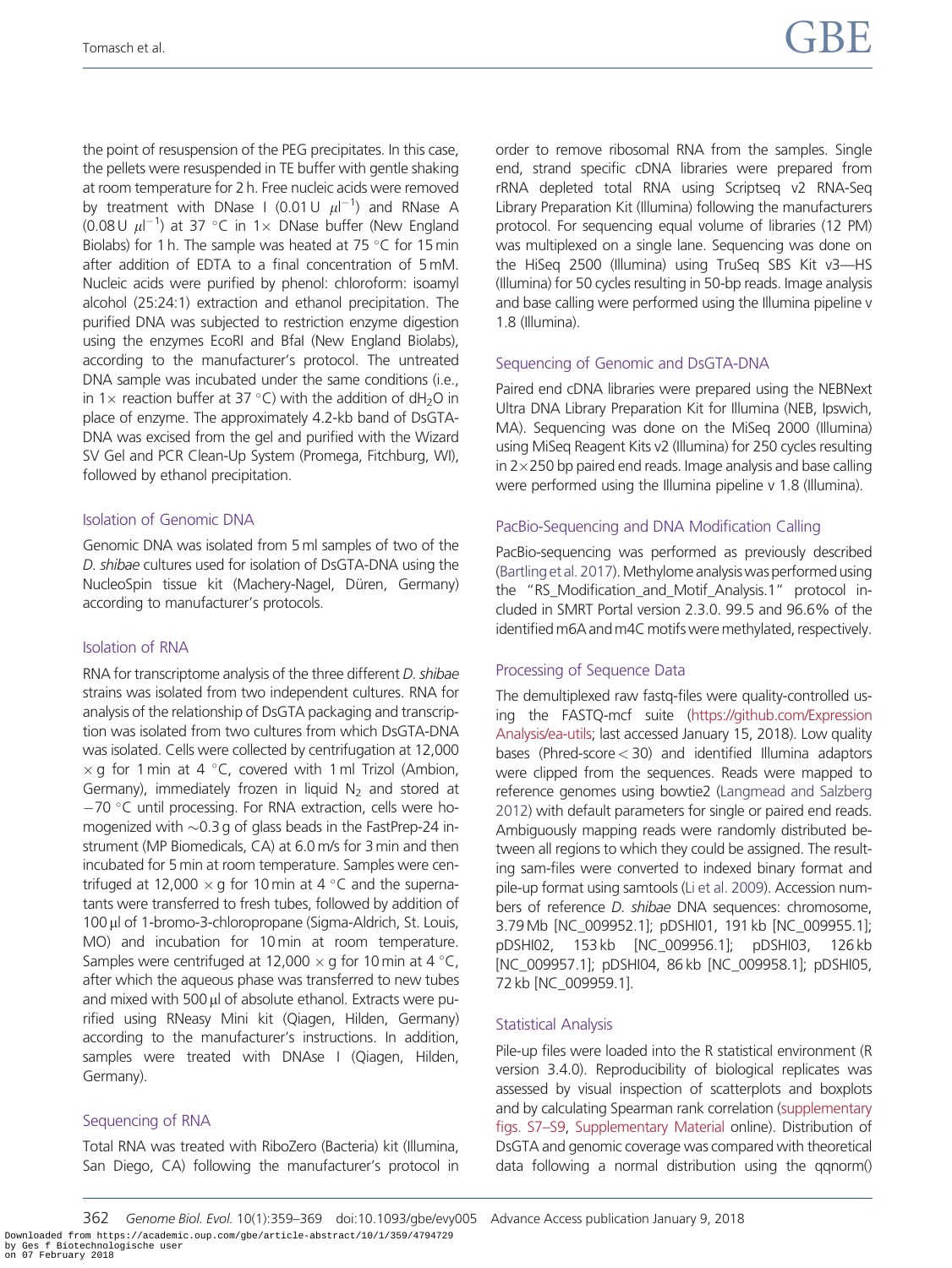the point of resuspension of the PEG precipitates. In this case, the pellets were resuspended in TE buffer with gentle shaking at room temperature for 2 h. Free nucleic acids were removed by treatment with DNase I (0.01 U $\mu l^{-1}$) and RNase A (0.08 U $\mu l^{-1}$) at 37 °C in 1× DNase buffer (New England Biolabs) for 1 h. The sample was heated at 75 °C for 15 min after addition of EDTA to a final concentration of 5 mM. Nucleic acids were purified by phenol: chloroform: isoamyl alcohol (25:24:1) extraction and ethanol precipitation. The purified DNA was subjected to restriction enzyme digestion using the enzymes EcoRI and BfaI (New England Biolabs), according to the manufacturer's protocol. The untreated DNA sample was incubated under the same conditions (i.e., in 1× reaction buffer at 37 °C) with the addition of $dH_2O$ in place of enzyme. The approximately 4.2-kb band of DsGTA-DNA was excised from the gel and purified with the Wizard SV Gel and PCR Clean-Up System (Promega, Fitchburg, WI), followed by ethanol precipitation.

### Isolation of Genomic DNA

Genomic DNA was isolated from 5 ml samples of two of the *D. shibae* cultures used for isolation of DsGTA-DNA using the NucleoSpin tissue kit (Machery-Nagel, Düren, Germany) according to manufacturer's protocols.

### Isolation of RNA

RNA for transcriptome analysis of the three different *D. shibae* strains was isolated from two independent cultures. RNA for analysis of the relationship of DsGTA packaging and transcription was isolated from two cultures from which DsGTA-DNA was isolated. Cells were collected by centrifugation at 12,000 × g for 1 min at 4 °C, covered with 1 ml Trizol (Ambion, Germany), immediately frozen in liquid $N_2$ and stored at −70 °C until processing. For RNA extraction, cells were homogenized with ∼0.3 g of glass beads in the FastPrep-24 instrument (MP Biomedicals, CA) at 6.0 m/s for 3 min and then incubated for 5 min at room temperature. Samples were centrifuged at 12,000 × g for 10 min at 4 °C and the supernatants were transferred to fresh tubes, followed by addition of 100 μl of 1-bromo-3-chloropropane (Sigma-Aldrich, St. Louis, MO) and incubation for 10 min at room temperature. Samples were centrifuged at 12,000 × g for 10 min at 4 °C, after which the aqueous phase was transferred to new tubes and mixed with 500 μl of absolute ethanol. Extracts were purified using RNeasy Mini kit (Qiagen, Hilden, Germany) according to the manufacturer's instructions. In addition, samples were treated with DNAse I (Qiagen, Hilden, Germany).

### Sequencing of RNA

Total RNA was treated with RiboZero (Bacteria) kit (Illumina, San Diego, CA) following the manufacturer's protocol in order to remove ribosomal RNA from the samples. Single end, strand specific cDNA libraries were prepared from rRNA depleted total RNA using Scriptseq v2 RNA-Seq Library Preparation Kit (Illumina) following the manufacturers protocol. For sequencing equal volume of libraries (12 PM) was multiplexed on a single lane. Sequencing was done on the HiSeq 2500 (Illumina) using TruSeq SBS Kit v3—HS (Illumina) for 50 cycles resulting in 50-bp reads. Image analysis and base calling were performed using the Illumina pipeline v 1.8 (Illumina).

### Sequencing of Genomic and DsGTA-DNA

Paired end cDNA libraries were prepared using the NEBNext Ultra DNA Library Preparation Kit for Illumina (NEB, Ipswich, MA). Sequencing was done on the MiSeq 2000 (Illumina) using MiSeq Reagent Kits v2 (Illumina) for 250 cycles resulting in 2×250 bp paired end reads. Image analysis and base calling were performed using the Illumina pipeline v 1.8 (Illumina).

### PacBio-Sequencing and DNA Modification Calling

PacBio-sequencing was performed as previously described (Bartling et al. 2017). Methylome analysis was performed using the "RS_Modification_and_Motif_Analysis.1" protocol included in SMRT Portal version 2.3.0. 99.5 and 96.6% of the identified m6A and m4C motifs were methylated, respectively.

### Processing of Sequence Data

The demultiplexed raw fastq-files were quality-controlled using the FASTQ-mcf suite (https://github.com/ExpressionAnalysis/ea-utils; last accessed January 15, 2018). Low quality bases (Phred-score < 30) and identified Illumina adaptors were clipped from the sequences. Reads were mapped to reference genomes using bowtie2 (Langmead and Salzberg 2012) with default parameters for single or paired end reads. Ambiguously mapping reads were randomly distributed between all regions to which they could be assigned. The resulting sam-files were converted to indexed binary format and pile-up format using samtools (Li et al. 2009). Accession numbers of reference *D. shibae* DNA sequences: chromosome, 3.79 Mb [NC_009952.1]; pDSHI01, 191 kb [NC_009955.1]; pDSHI02, 153 kb [NC_009956.1]; pDSHI03, 126 kb [NC_009957.1]; pDSHI04, 86 kb [NC_009958.1]; pDSHI05, 72 kb [NC_009959.1].

### Statistical Analysis

Pile-up files were loaded into the R statistical environment (R version 3.4.0). Reproducibility of biological replicates was assessed by visual inspection of scatterplots and boxplots and by calculating Spearman rank correlation (supplementary figs. S7–S9, Supplementary Material online). Distribution of DsGTA and genomic coverage was compared with theoretical data following a normal distribution using the qqnorm()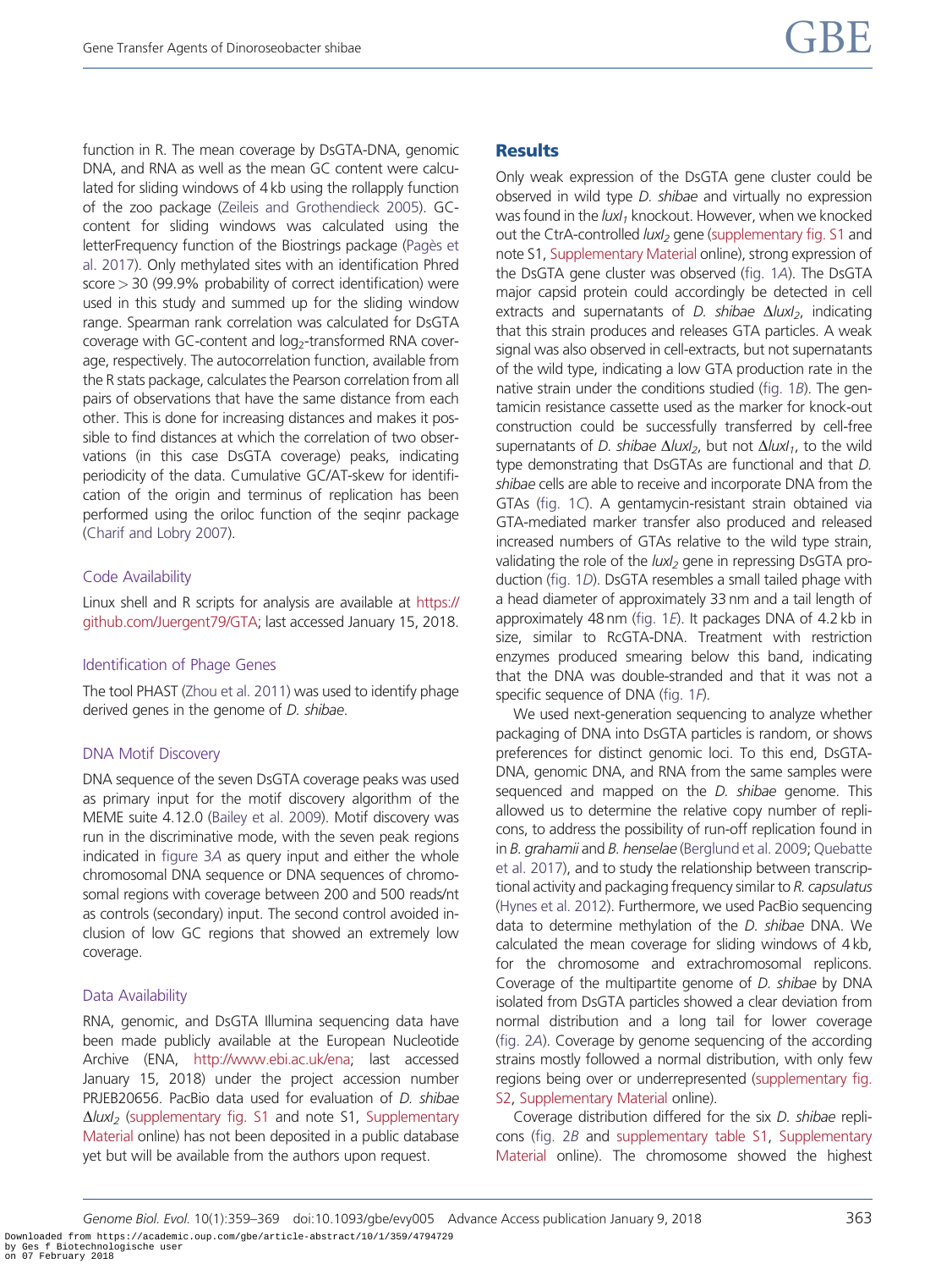function in R. The mean coverage by DsGTA-DNA, genomic DNA, and RNA as well as the mean GC content were calculated for sliding windows of 4 kb using the rollapply function of the zoo package (Zeileis and Grothendieck 2005). GC-content for sliding windows was calculated using the letterFrequency function of the Biostrings package (Pagès et al. 2017). Only methylated sites with an identification Phred score > 30 (99.9% probability of correct identification) were used in this study and summed up for the sliding window range. Spearman rank correlation was calculated for DsGTA coverage with GC-content and $\log_2$-transformed RNA coverage, respectively. The autocorrelation function, available from the R stats package, calculates the Pearson correlation from all pairs of observations that have the same distance from each other. This is done for increasing distances and makes it possible to find distances at which the correlation of two observations (in this case DsGTA coverage) peaks, indicating periodicity of the data. Cumulative GC/AT-skew for identification of the origin and terminus of replication has been performed using the oriloc function of the seqinr package (Charif and Lobry 2007).

### Code Availability

Linux shell and R scripts for analysis are available at https://github.com/Juergent79/GTA; last accessed January 15, 2018.

### Identification of Phage Genes

The tool PHAST (Zhou et al. 2011) was used to identify phage derived genes in the genome of *D. shibae*.

### DNA Motif Discovery

DNA sequence of the seven DsGTA coverage peaks was used as primary input for the motif discovery algorithm of the MEME suite 4.12.0 (Bailey et al. 2009). Motif discovery was run in the discriminative mode, with the seven peak regions indicated in figure 3*A* as query input and either the whole chromosomal DNA sequence or DNA sequences of chromosomal regions with coverage between 200 and 500 reads/nt as controls (secondary) input. The second control avoided inclusion of low GC regions that showed an extremely low coverage.

### Data Availability

RNA, genomic, and DsGTA Illumina sequencing data have been made publicly available at the European Nucleotide Archive (ENA, http://www.ebi.ac.uk/ena; last accessed January 15, 2018) under the project accession number PRJEB20656. PacBio data used for evaluation of *D. shibae* Δ*luxI*$_2$ (supplementary fig. S1 and note S1, Supplementary Material online) has not been deposited in a public database yet but will be available from the authors upon request.

## Results

Only weak expression of the DsGTA gene cluster could be observed in wild type *D. shibae* and virtually no expression was found in the *luxI*$_1$ knockout. However, when we knocked out the CtrA-controlled *luxI*$_2$ gene (supplementary fig. S1 and note S1, Supplementary Material online), strong expression of the DsGTA gene cluster was observed (fig. 1*A*). The DsGTA major capsid protein could accordingly be detected in cell extracts and supernatants of *D. shibae* Δ*luxI*$_2$, indicating that this strain produces and releases GTA particles. A weak signal was also observed in cell-extracts, but not supernatants of the wild type, indicating a low GTA production rate in the native strain under the conditions studied (fig. 1*B*). The gentamicin resistance cassette used as the marker for knock-out construction could be successfully transferred by cell-free supernatants of *D. shibae* Δ*luxI*$_2$, but not Δ*luxI*$_1$, to the wild type demonstrating that DsGTAs are functional and that *D. shibae* cells are able to receive and incorporate DNA from the GTAs (fig. 1*C*). A gentamycin-resistant strain obtained via GTA-mediated marker transfer also produced and released increased numbers of GTAs relative to the wild type strain, validating the role of the *luxI*$_2$ gene in repressing DsGTA production (fig. 1*D*). DsGTA resembles a small tailed phage with a head diameter of approximately 33 nm and a tail length of approximately 48 nm (fig. 1*E*). It packages DNA of 4.2 kb in size, similar to RcGTA-DNA. Treatment with restriction enzymes produced smearing below this band, indicating that the DNA was double-stranded and that it was not a specific sequence of DNA (fig. 1*F*).

We used next-generation sequencing to analyze whether packaging of DNA into DsGTA particles is random, or shows preferences for distinct genomic loci. To this end, DsGTA-DNA, genomic DNA, and RNA from the same samples were sequenced and mapped on the *D. shibae* genome. This allowed us to determine the relative copy number of replicons, to address the possibility of run-off replication found in in *B. grahamii* and *B. henselae* (Berglund et al. 2009; Quebatte et al. 2017), and to study the relationship between transcriptional activity and packaging frequency similar to *R. capsulatus* (Hynes et al. 2012). Furthermore, we used PacBio sequencing data to determine methylation of the *D. shibae* DNA. We calculated the mean coverage for sliding windows of 4 kb, for the chromosome and extrachromosomal replicons. Coverage of the multipartite genome of *D. shibae* by DNA isolated from DsGTA particles showed a clear deviation from normal distribution and a long tail for lower coverage (fig. 2*A*). Coverage by genome sequencing of the according strains mostly followed a normal distribution, with only few regions being over or underrepresented (supplementary fig. S2, Supplementary Material online).

Coverage distribution differed for the six *D. shibae* replicons (fig. 2*B* and supplementary table S1, Supplementary Material online). The chromosome showed the highest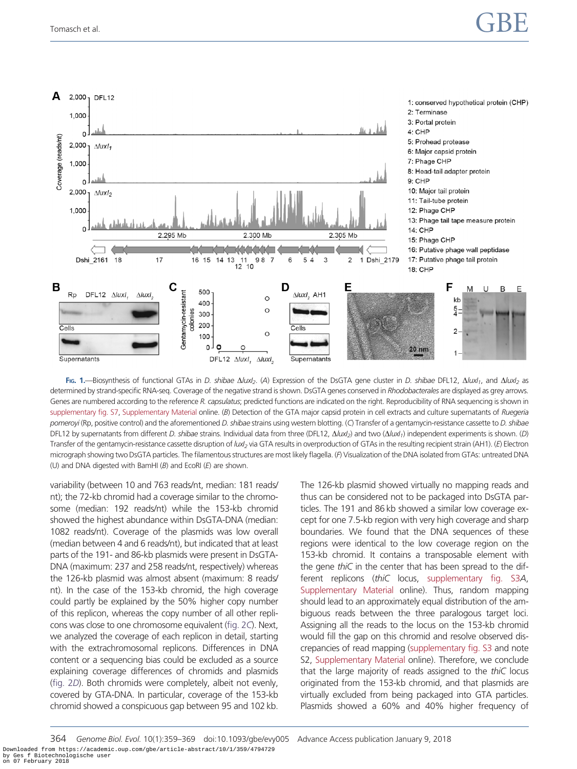A
2,000
DFL12
1,000
0
2,000
ΔluxI$_1$
1,000
0
2,000
ΔluxI$_2$
1,000
0
Coverage (reads/nt)
2.295 Mb
2.300 Mb
2.305 Mb
Dshi_2161 18 17 16 15 14 13 11 9 8 7 6 5 4 3 2 1 Dshi_2179
12 10

1: conserved hypothetical protein (CHP)
2: Terminase
3: Portal protein
4: CHP
5: Prohead protease
6: Major capsid protein
7: Phage CHP
8: Head-tail adapter protein
9: CHP
10: Major tail protein
11: Tail-tube protein
12: Phage CHP
13: Phage tail tape measure protein
14: CHP
15: Phage CHP
16: Putative phage wall peptidase
17: Putative phage tail protein
18: CHP

B
Rp DFL12 ΔluxI$_1$ ΔluxI$_2$
Cells
Supernatants

C
Gentamycin-resistant colonies
500
400
300
200
100
0
DFL12 ΔluxI$_1$ ΔluxI$_2$

D
ΔluxI$_2$ AH1
Cells
Supernatants

E
20 nm

F
M U B E
kb
5
4
2
1

**Fig. 1.**—Biosynthesis of functional GTAs in *D. shibae* Δ*luxI*$_2$. (*A*) Expression of the DsGTA gene cluster in *D. shibae* DFL12, Δ*luxI*$_1$, and Δ*luxI*$_2$ as determined by strand-specific RNA-seq. Coverage of the negative strand is shown. DsGTA genes conserved in *Rhodobacterales* are displayed as grey arrows. Genes are numbered according to the reference *R. capsulatus*; predicted functions are indicated on the right. Reproducibility of RNA sequencing is shown in supplementary fig. S7, Supplementary Material online. (*B*) Detection of the GTA major capsid protein in cell extracts and culture supernatants of *Ruegeria pomeroyi* (Rp, positive control) and the aforementioned *D. shibae* strains using western blotting. (*C*) Transfer of a gentamycin-resistance cassette to *D. shibae* DFL12 by supernatants from different *D. shibae* strains. Individual data from three (DFL12, Δ*luxI*$_2$) and two (Δ*luxI*$_1$) independent experiments is shown. (*D*) Transfer of the gentamycin-resistance cassette disruption of *luxI*$_2$ via GTA results in overproduction of GTAs in the resulting recipient strain (AH1). (*E*) Electron micrograph showing two DsGTA particles. The filamentous structures are most likely flagella. (*F*) Visualization of the DNA isolated from GTAs: untreated DNA (U) and DNA digested with BamHI (*B*) and EcoRI (*E*) are shown.

variability (between 10 and 763 reads/nt, median: 181 reads/nt); the 72-kb chromid had a coverage similar to the chromosome (median: 192 reads/nt) while the 153-kb chromid showed the highest abundance within DsGTA-DNA (median: 1082 reads/nt). Coverage of the plasmids was low overall (median between 4 and 6 reads/nt), but indicated that at least parts of the 191- and 86-kb plasmids were present in DsGTA-DNA (maximum: 237 and 258 reads/nt, respectively) whereas the 126-kb plasmid was almost absent (maximum: 8 reads/nt). In the case of the 153-kb chromid, the high coverage could partly be explained by the 50% higher copy number of this replicon, whereas the copy number of all other replicons was close to one chromosome equivalent (fig. 2*C*). Next, we analyzed the coverage of each replicon in detail, starting with the extrachromosomal replicons. Differences in DNA content or a sequencing bias could be excluded as a source explaining coverage differences of chromids and plasmids (fig. 2*D*). Both chromids were completely, albeit not evenly, covered by GTA-DNA. In particular, coverage of the 153-kb chromid showed a conspicuous gap between 95 and 102 kb. The 126-kb plasmid showed virtually no mapping reads and thus can be considered not to be packaged into DsGTA particles. The 191 and 86 kb showed a similar low coverage except for one 7.5-kb region with very high coverage and sharp boundaries. We found that the DNA sequences of these regions were identical to the low coverage region on the 153-kb chromid. It contains a transposable element with the gene *thiC* in the center that has been spread to the different replicons (*thiC* locus, supplementary fig. S3*A*, Supplementary Material online). Thus, random mapping should lead to an approximately equal distribution of the ambiguous reads between the three paralogous target loci. Assigning all the reads to the locus on the 153-kb chromid would fill the gap on this chromid and resolve observed discrepancies of read mapping (supplementary fig. S3 and note S2, Supplementary Material online). Therefore, we conclude that the large majority of reads assigned to the *thiC* locus originated from the 153-kb chromid, and that plasmids are virtually excluded from being packaged into GTA particles. Plasmids showed a 60% and 40% higher frequency of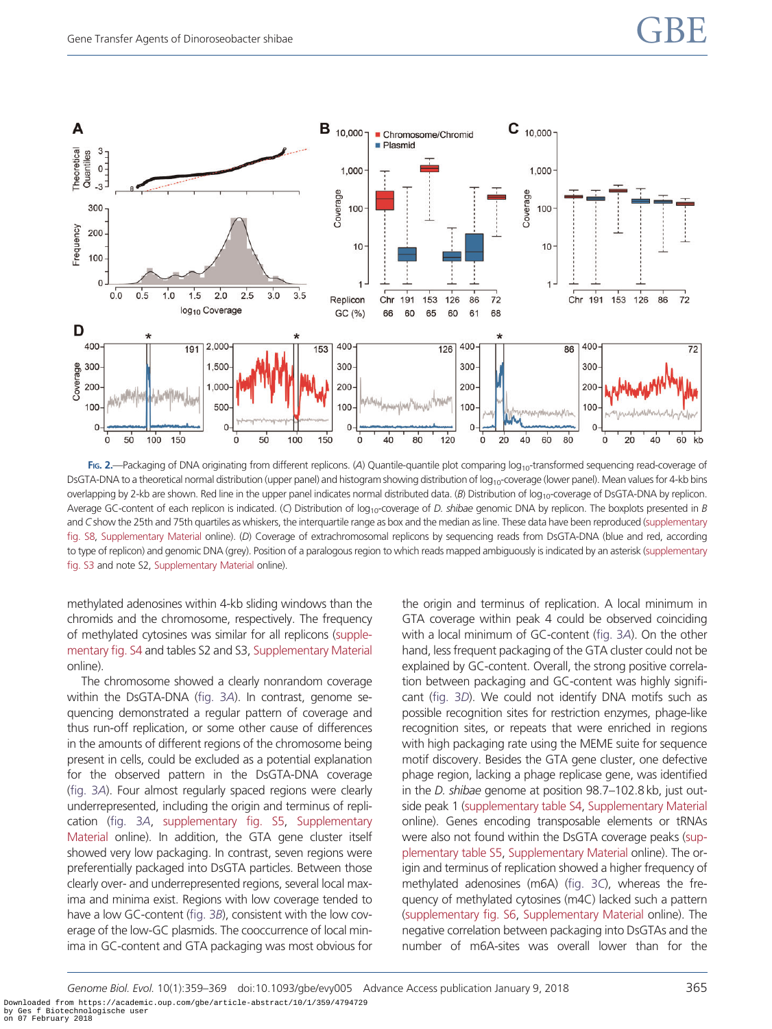A

Theoretical Quantiles

3

0

-3

Frequency

300

200

100

0

0.0 0.5 1.0 1.5 2.0 2.5 3.0 3.5

log10 Coverage

B

10,000

1,000

100

10

1

Coverage

Chromosome/Chromid

Plasmid

Replicon Chr 191 153 126 86 72

GC (%) 66 60 65 60 61 68

C

10,000

1,000

100

10

1

Coverage

Chr 191 153 126 86 72

D

Coverage

400 300 200 100 0

191

0 50 100 150

2,000 1,500 1,000 500 0

153

0 50 100 150

400 300 200 100 0

126

0 40 80 120

400 300 200 100 0

86

0 20 40 60 80

400 300 200 100 0

72

0 20 40 60 kb

Fig. 2.—Packaging of DNA originating from different replicons. (*A*) Quantile-quantile plot comparing $\log_{10}$-transformed sequencing read-coverage of DsGTA-DNA to a theoretical normal distribution (upper panel) and histogram showing distribution of $\log_{10}$-coverage (lower panel). Mean values for 4-kb bins overlapping by 2-kb are shown. Red line in the upper panel indicates normal distributed data. (*B*) Distribution of $\log_{10}$-coverage of DsGTA-DNA by replicon. Average GC-content of each replicon is indicated. (*C*) Distribution of $\log_{10}$-coverage of *D. shibae* genomic DNA by replicon. The boxplots presented in *B* and *C* show the 25th and 75th quartiles as whiskers, the interquartile range as box and the median as line. These data have been reproduced (supplementary fig. S8, Supplementary Material online). (*D*) Coverage of extrachromosomal replicons by sequencing reads from DsGTA-DNA (blue and red, according to type of replicon) and genomic DNA (grey). Position of a paralogous region to which reads mapped ambiguously is indicated by an asterisk (supplementary fig. S3 and note S2, Supplementary Material online).

methylated adenosines within 4-kb sliding windows than the chromids and the chromosome, respectively. The frequency of methylated cytosines was similar for all replicons (supplementary fig. S4 and tables S2 and S3, Supplementary Material online).

The chromosome showed a clearly nonrandom coverage within the DsGTA-DNA (fig. 3*A*). In contrast, genome sequencing demonstrated a regular pattern of coverage and thus run-off replication, or some other cause of differences in the amounts of different regions of the chromosome being present in cells, could be excluded as a potential explanation for the observed pattern in the DsGTA-DNA coverage (fig. 3*A*). Four almost regularly spaced regions were clearly underrepresented, including the origin and terminus of replication (fig. 3*A*, supplementary fig. S5, Supplementary Material online). In addition, the GTA gene cluster itself showed very low packaging. In contrast, seven regions were preferentially packaged into DsGTA particles. Between those clearly over- and underrepresented regions, several local maxima and minima exist. Regions with low coverage tended to have a low GC-content (fig. 3*B*), consistent with the low coverage of the low-GC plasmids. The cooccurrence of local minima in GC-content and GTA packaging was most obvious for the origin and terminus of replication. A local minimum in GTA coverage within peak 4 could be observed coinciding with a local minimum of GC-content (fig. 3*A*). On the other hand, less frequent packaging of the GTA cluster could not be explained by GC-content. Overall, the strong positive correlation between packaging and GC-content was highly significant (fig. 3*D*). We could not identify DNA motifs such as possible recognition sites for restriction enzymes, phage-like recognition sites, or repeats that were enriched in regions with high packaging rate using the MEME suite for sequence motif discovery. Besides the GTA gene cluster, one defective phage region, lacking a phage replicase gene, was identified in the *D. shibae* genome at position 98.7–102.8 kb, just outside peak 1 (supplementary table S4, Supplementary Material online). Genes encoding transposable elements or tRNAs were also not found within the DsGTA coverage peaks (supplementary table S5, Supplementary Material online). The origin and terminus of replication showed a higher frequency of methylated adenosines (m6A) (fig. 3*C*), whereas the frequency of methylated cytosines (m4C) lacked such a pattern (supplementary fig. S6, Supplementary Material online). The negative correlation between packaging into DsGTAs and the number of m6A-sites was overall lower than for the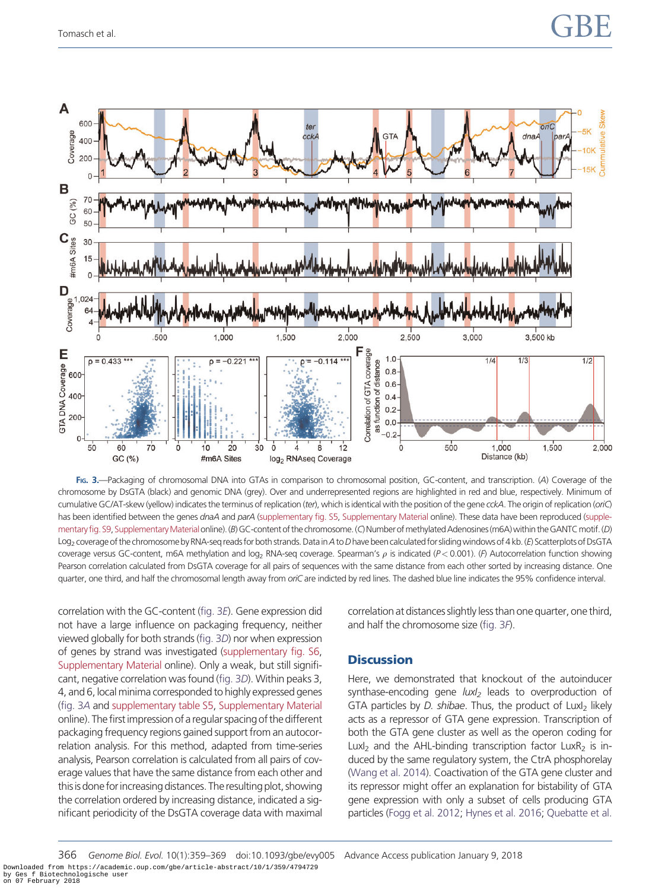A

Coverage

600

400

200

0

1 2 3 4 5 6 7

ter
cckA

GTA

oriC
dnaA parA

0
−5K
−10K
−15K

Cummulative Skew

B

GC (%)

70
60
50

C

#m6A Sites

30
15
0

D

Coverage

1,024
64
4

0 500 1,000 1,500 2,000 2,500 3,000 3,500 kb

E

GTA DNA Coverage

600
400
200
0

ρ = 0.433 ***

50 60 70
GC (%)

ρ = −0.221 ***

0 10 20 30
#m6A Sites

ρ = −0.114 ***

0 4 8 12
log2 RNAseq Coverage

F

Correlation of GTA coverage as function of distance

1.0
0.8
0.6
0.4
0.2
0.0
−0.2

1/4 1/3 1/2

0 500 1,000 1,500 2,000
Distance (kb)

**Fig. 3.**—Packaging of chromosomal DNA into GTAs in comparison to chromosomal position, GC-content, and transcription. (*A*) Coverage of the chromosome by DsGTA (black) and genomic DNA (grey). Over and underrepresented regions are highlighted in red and blue, respectively. Minimum of cumulative GC/AT-skew (yellow) indicates the terminus of replication (*ter*), which is identical with the position of the gene *cckA*. The origin of replication (*oriC*) has been identified between the genes *dnaA* and *parA* (supplementary fig. S5, Supplementary Material online). These data have been reproduced (supplementary fig. S9, Supplementary Material online). (*B*) GC-content of the chromosome. (*C*) Number of methylated Adenosines (m6A) within the GANTC motif. (*D*) $Log_2$ coverage of the chromosome by RNA-seq reads for both strands. Data in *A* to *D* have been calculated for sliding windows of 4 kb. (*E*) Scatterplots of DsGTA coverage versus GC-content, m6A methylation and $log_2$ RNA-seq coverage. Spearman's $\rho$ is indicated ($P < 0.001$). (*F*) Autocorrelation function showing Pearson correlation calculated from DsGTA coverage for all pairs of sequences with the same distance from each other sorted by increasing distance. One quarter, one third, and half the chromosomal length away from *oriC* are indicted by red lines. The dashed blue line indicates the 95% confidence interval.

correlation with the GC-content (fig. 3*E*). Gene expression did not have a large influence on packaging frequency, neither viewed globally for both strands (fig. 3*D*) nor when expression of genes by strand was investigated (supplementary fig. S6, Supplementary Material online). Only a weak, but still significant, negative correlation was found (fig. 3*D*). Within peaks 3, 4, and 6, local minima corresponded to highly expressed genes (fig. 3*A* and supplementary table S5, Supplementary Material online). The first impression of a regular spacing of the different packaging frequency regions gained support from an autocorrelation analysis. For this method, adapted from time-series analysis, Pearson correlation is calculated from all pairs of coverage values that have the same distance from each other and this is done for increasing distances. The resulting plot, showing the correlation ordered by increasing distance, indicated a significant periodicity of the DsGTA coverage data with maximal correlation at distances slightly less than one quarter, one third, and half the chromosome size (fig. 3*F*).

## Discussion

Here, we demonstrated that knockout of the autoinducer synthase-encoding gene *luxI*$_2$ leads to overproduction of GTA particles by *D. shibae*. Thus, the product of LuxI$_2$ likely acts as a repressor of GTA gene expression. Transcription of both the GTA gene cluster as well as the operon coding for LuxI$_2$ and the AHL-binding transcription factor LuxR$_2$ is induced by the same regulatory system, the CtrA phosphorelay (Wang et al. 2014). Coactivation of the GTA gene cluster and its repressor might offer an explanation for bistability of GTA gene expression with only a subset of cells producing GTA particles (Fogg et al. 2012; Hynes et al. 2016; Quebatte et al.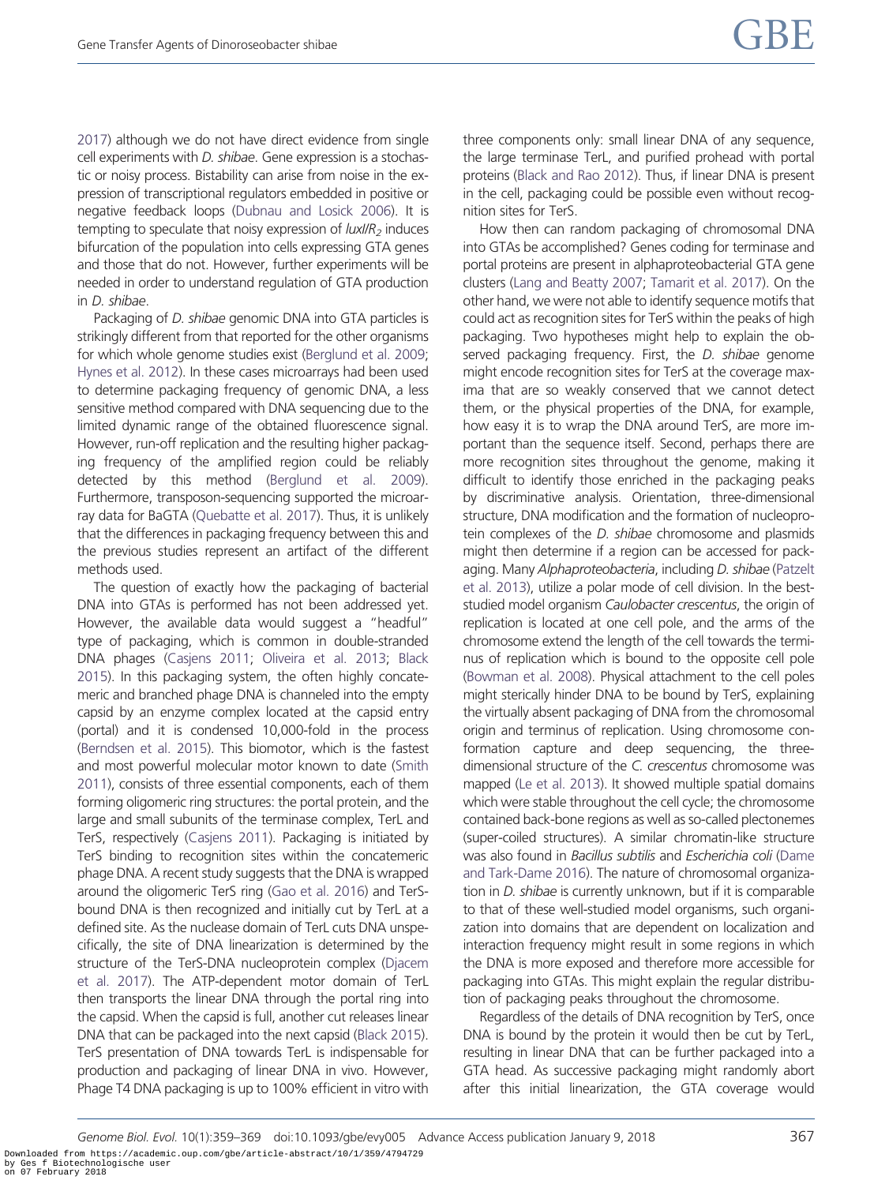2017) although we do not have direct evidence from single cell experiments with *D. shibae*. Gene expression is a stochastic or noisy process. Bistability can arise from noise in the expression of transcriptional regulators embedded in positive or negative feedback loops (Dubnau and Losick 2006). It is tempting to speculate that noisy expression of *luxI/R*$_2$ induces bifurcation of the population into cells expressing GTA genes and those that do not. However, further experiments will be needed in order to understand regulation of GTA production in *D. shibae*.

Packaging of *D. shibae* genomic DNA into GTA particles is strikingly different from that reported for the other organisms for which whole genome studies exist (Berglund et al. 2009; Hynes et al. 2012). In these cases microarrays had been used to determine packaging frequency of genomic DNA, a less sensitive method compared with DNA sequencing due to the limited dynamic range of the obtained fluorescence signal. However, run-off replication and the resulting higher packaging frequency of the amplified region could be reliably detected by this method (Berglund et al. 2009). Furthermore, transposon-sequencing supported the microarray data for BaGTA (Quebatte et al. 2017). Thus, it is unlikely that the differences in packaging frequency between this and the previous studies represent an artifact of the different methods used.

The question of exactly how the packaging of bacterial DNA into GTAs is performed has not been addressed yet. However, the available data would suggest a "headful" type of packaging, which is common in double-stranded DNA phages (Casjens 2011; Oliveira et al. 2013; Black 2015). In this packaging system, the often highly concatemeric and branched phage DNA is channeled into the empty capsid by an enzyme complex located at the capsid entry (portal) and it is condensed 10,000-fold in the process (Berndsen et al. 2015). This biomotor, which is the fastest and most powerful molecular motor known to date (Smith 2011), consists of three essential components, each of them forming oligomeric ring structures: the portal protein, and the large and small subunits of the terminase complex, TerL and TerS, respectively (Casjens 2011). Packaging is initiated by TerS binding to recognition sites within the concatemeric phage DNA. A recent study suggests that the DNA is wrapped around the oligomeric TerS ring (Gao et al. 2016) and TerS-bound DNA is then recognized and initially cut by TerL at a defined site. As the nuclease domain of TerL cuts DNA unspecifically, the site of DNA linearization is determined by the structure of the TerS-DNA nucleoprotein complex (Djacem et al. 2017). The ATP-dependent motor domain of TerL then transports the linear DNA through the portal ring into the capsid. When the capsid is full, another cut releases linear DNA that can be packaged into the next capsid (Black 2015). TerS presentation of DNA towards TerL is indispensable for production and packaging of linear DNA in vivo. However, Phage T4 DNA packaging is up to 100% efficient in vitro with three components only: small linear DNA of any sequence, the large terminase TerL, and purified prohead with portal proteins (Black and Rao 2012). Thus, if linear DNA is present in the cell, packaging could be possible even without recognition sites for TerS.

How then can random packaging of chromosomal DNA into GTAs be accomplished? Genes coding for terminase and portal proteins are present in alphaproteobacterial GTA gene clusters (Lang and Beatty 2007; Tamarit et al. 2017). On the other hand, we were not able to identify sequence motifs that could act as recognition sites for TerS within the peaks of high packaging. Two hypotheses might help to explain the observed packaging frequency. First, the *D. shibae* genome might encode recognition sites for TerS at the coverage maxima that are so weakly conserved that we cannot detect them, or the physical properties of the DNA, for example, how easy it is to wrap the DNA around TerS, are more important than the sequence itself. Second, perhaps there are more recognition sites throughout the genome, making it difficult to identify those enriched in the packaging peaks by discriminative analysis. Orientation, three-dimensional structure, DNA modification and the formation of nucleoprotein complexes of the *D. shibae* chromosome and plasmids might then determine if a region can be accessed for packaging. Many *Alphaproteobacteria*, including *D. shibae* (Patzelt et al. 2013), utilize a polar mode of cell division. In the best-studied model organism *Caulobacter crescentus*, the origin of replication is located at one cell pole, and the arms of the chromosome extend the length of the cell towards the terminus of replication which is bound to the opposite cell pole (Bowman et al. 2008). Physical attachment to the cell poles might sterically hinder DNA to be bound by TerS, explaining the virtually absent packaging of DNA from the chromosomal origin and terminus of replication. Using chromosome conformation capture and deep sequencing, the three-dimensional structure of the *C. crescentus* chromosome was mapped (Le et al. 2013). It showed multiple spatial domains which were stable throughout the cell cycle; the chromosome contained back-bone regions as well as so-called plectonemes (super-coiled structures). A similar chromatin-like structure was also found in *Bacillus subtilis* and *Escherichia coli* (Dame and Tark-Dame 2016). The nature of chromosomal organization in *D. shibae* is currently unknown, but if it is comparable to that of these well-studied model organisms, such organization into domains that are dependent on localization and interaction frequency might result in some regions in which the DNA is more exposed and therefore more accessible for packaging into GTAs. This might explain the regular distribution of packaging peaks throughout the chromosome.

Regardless of the details of DNA recognition by TerS, once DNA is bound by the protein it would then be cut by TerL, resulting in linear DNA that can be further packaged into a GTA head. As successive packaging might randomly abort after this initial linearization, the GTA coverage would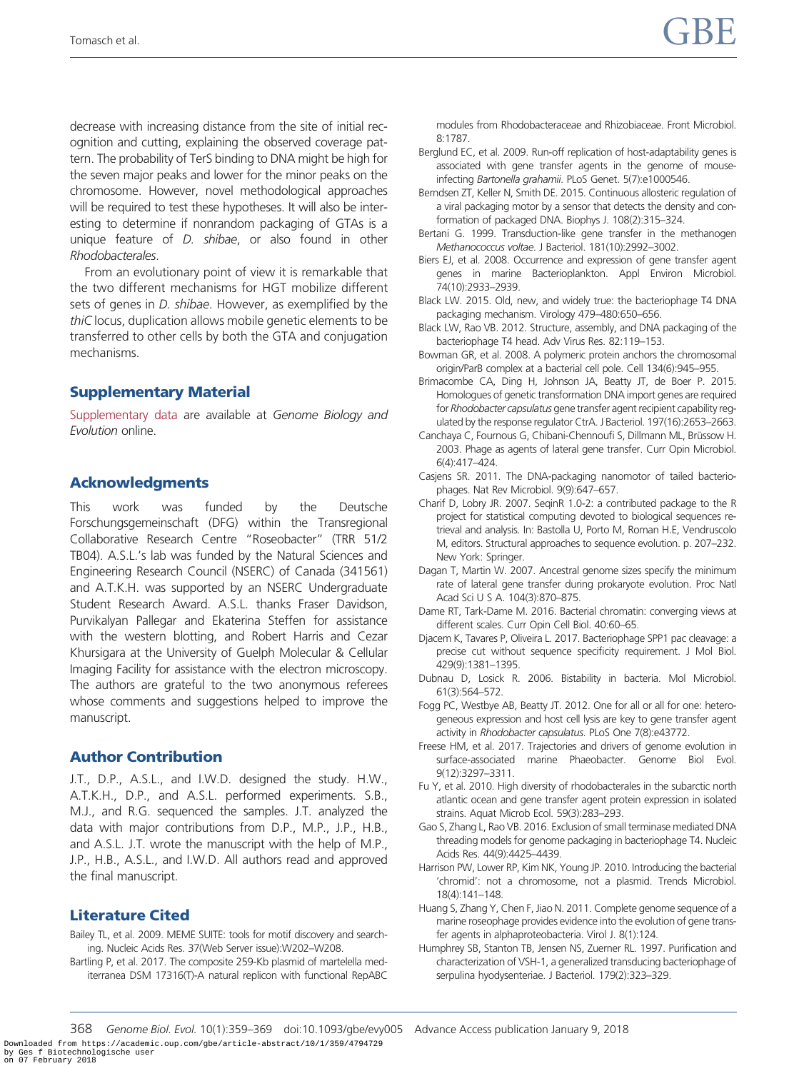decrease with increasing distance from the site of initial recognition and cutting, explaining the observed coverage pattern. The probability of TerS binding to DNA might be high for the seven major peaks and lower for the minor peaks on the chromosome. However, novel methodological approaches will be required to test these hypotheses. It will also be interesting to determine if nonrandom packaging of GTAs is a unique feature of *D. shibae*, or also found in other *Rhodobacterales*.

From an evolutionary point of view it is remarkable that the two different mechanisms for HGT mobilize different sets of genes in *D. shibae*. However, as exemplified by the *thiC* locus, duplication allows mobile genetic elements to be transferred to other cells by both the GTA and conjugation mechanisms.

## Supplementary Material

Supplementary data are available at *Genome Biology and Evolution* online.

## Acknowledgments

This work was funded by the Deutsche Forschungsgemeinschaft (DFG) within the Transregional Collaborative Research Centre "Roseobacter" (TRR 51/2 TB04). A.S.L.'s lab was funded by the Natural Sciences and Engineering Research Council (NSERC) of Canada (341561) and A.T.K.H. was supported by an NSERC Undergraduate Student Research Award. A.S.L. thanks Fraser Davidson, Purvikalyan Pallegar and Ekaterina Steffen for assistance with the western blotting, and Robert Harris and Cezar Khursigara at the University of Guelph Molecular & Cellular Imaging Facility for assistance with the electron microscopy. The authors are grateful to the two anonymous referees whose comments and suggestions helped to improve the manuscript.

## Author Contribution

J.T., D.P., A.S.L., and I.W.D. designed the study. H.W., A.T.K.H., D.P., and A.S.L. performed experiments. S.B., M.J., and R.G. sequenced the samples. J.T. analyzed the data with major contributions from D.P., M.P., J.P., H.B., and A.S.L. J.T. wrote the manuscript with the help of M.P., J.P., H.B., A.S.L., and I.W.D. All authors read and approved the final manuscript.

## Literature Cited

Bailey TL, et al. 2009. MEME SUITE: tools for motif discovery and searching. Nucleic Acids Res. 37(Web Server issue):W202–W208.

Bartling P, et al. 2017. The composite 259-Kb plasmid of martelella mediterranea DSM 17316(T)-A natural replicon with functional RepABC modules from Rhodobacteraceae and Rhizobiaceae. Front Microbiol. 8:1787.

Berglund EC, et al. 2009. Run-off replication of host-adaptability genes is associated with gene transfer agents in the genome of mouse-infecting *Bartonella grahamii*. PLoS Genet. 5(7):e1000546.

Berndsen ZT, Keller N, Smith DE. 2015. Continuous allosteric regulation of a viral packaging motor by a sensor that detects the density and conformation of packaged DNA. Biophys J. 108(2):315–324.

Bertani G. 1999. Transduction-like gene transfer in the methanogen *Methanococcus voltae*. J Bacteriol. 181(10):2992–3002.

Biers EJ, et al. 2008. Occurrence and expression of gene transfer agent genes in marine Bacterioplankton. Appl Environ Microbiol. 74(10):2933–2939.

Black LW. 2015. Old, new, and widely true: the bacteriophage T4 DNA packaging mechanism. Virology 479–480:650–656.

Black LW, Rao VB. 2012. Structure, assembly, and DNA packaging of the bacteriophage T4 head. Adv Virus Res. 82:119–153.

Bowman GR, et al. 2008. A polymeric protein anchors the chromosomal origin/ParB complex at a bacterial cell pole. Cell 134(6):945–955.

Brimacombe CA, Ding H, Johnson JA, Beatty JT, de Boer P. 2015. Homologues of genetic transformation DNA import genes are required for *Rhodobacter capsulatus* gene transfer agent recipient capability regulated by the response regulator CtrA. J Bacteriol. 197(16):2653–2663.

Canchaya C, Fournous G, Chibani-Chennoufi S, Dillmann ML, Brüssow H. 2003. Phage as agents of lateral gene transfer. Curr Opin Microbiol. 6(4):417–424.

Casjens SR. 2011. The DNA-packaging nanomotor of tailed bacteriophages. Nat Rev Microbiol. 9(9):647–657.

Charif D, Lobry JR. 2007. SeqinR 1.0-2: a contributed package to the R project for statistical computing devoted to biological sequences retrieval and analysis. In: Bastolla U, Porto M, Roman H.E, Vendruscolo M, editors. Structural approaches to sequence evolution. p. 207–232. New York: Springer.

Dagan T, Martin W. 2007. Ancestral genome sizes specify the minimum rate of lateral gene transfer during prokaryote evolution. Proc Natl Acad Sci U S A. 104(3):870–875.

Dame RT, Tark-Dame M. 2016. Bacterial chromatin: converging views at different scales. Curr Opin Cell Biol. 40:60–65.

Djacem K, Tavares P, Oliveira L. 2017. Bacteriophage SPP1 pac cleavage: a precise cut without sequence specificity requirement. J Mol Biol. 429(9):1381–1395.

Dubnau D, Losick R. 2006. Bistability in bacteria. Mol Microbiol. 61(3):564–572.

Fogg PC, Westbye AB, Beatty JT. 2012. One for all or all for one: heterogeneous expression and host cell lysis are key to gene transfer agent activity in *Rhodobacter capsulatus*. PLoS One 7(8):e43772.

Freese HM, et al. 2017. Trajectories and drivers of genome evolution in surface-associated marine Phaeobacter. Genome Biol Evol. 9(12):3297–3311.

Fu Y, et al. 2010. High diversity of rhodobacterales in the subarctic north atlantic ocean and gene transfer agent protein expression in isolated strains. Aquat Microb Ecol. 59(3):283–293.

Gao S, Zhang L, Rao VB. 2016. Exclusion of small terminase mediated DNA threading models for genome packaging in bacteriophage T4. Nucleic Acids Res. 44(9):4425–4439.

Harrison PW, Lower RP, Kim NK, Young JP. 2010. Introducing the bacterial 'chromid': not a chromosome, not a plasmid. Trends Microbiol. 18(4):141–148.

Huang S, Zhang Y, Chen F, Jiao N. 2011. Complete genome sequence of a marine roseophage provides evidence into the evolution of gene transfer agents in alphaproteobacteria. Virol J. 8(1):124.

Humphrey SB, Stanton TB, Jensen NS, Zuerner RL. 1997. Purification and characterization of VSH-1, a generalized transducing bacteriophage of serpulina hyodysenteriae. J Bacteriol. 179(2):323–329.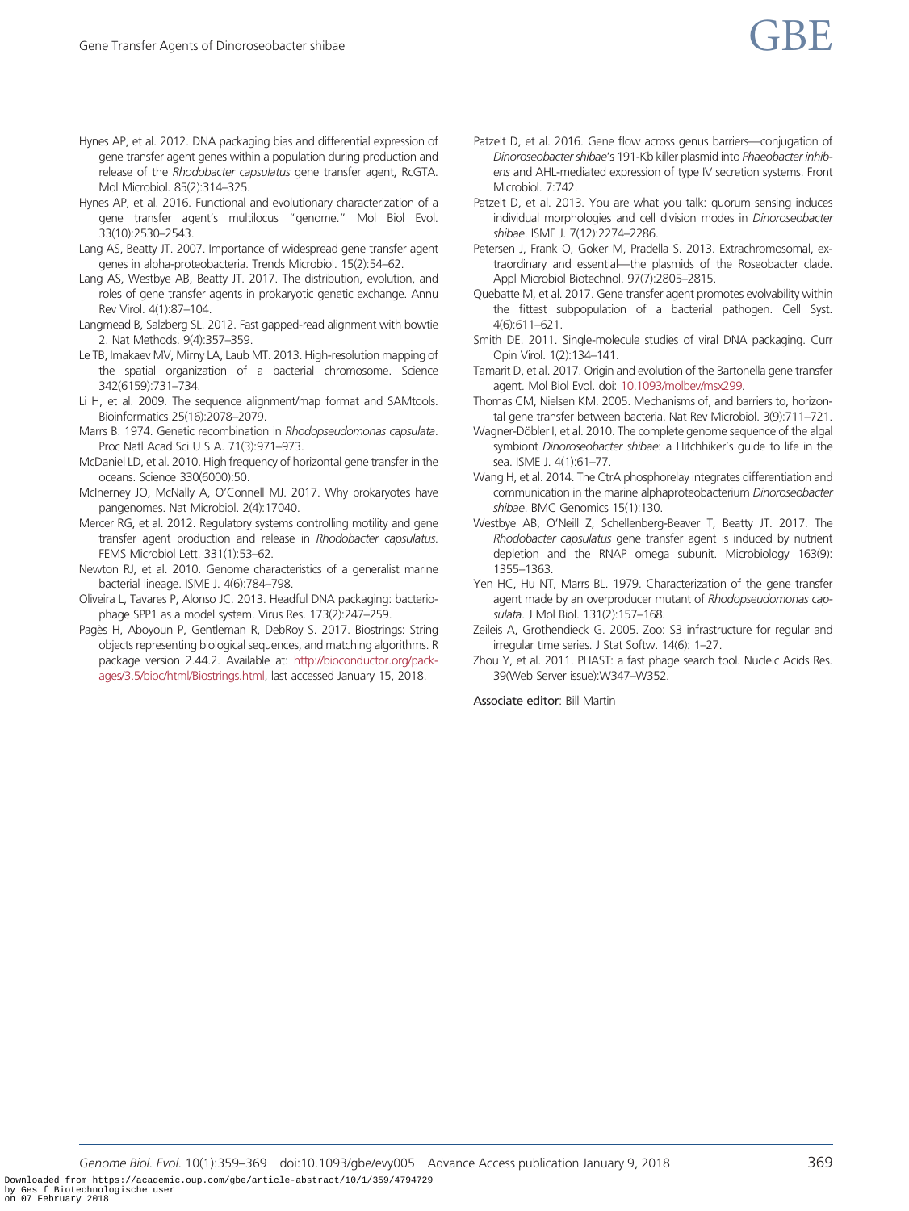Hynes AP, et al. 2012. DNA packaging bias and differential expression of gene transfer agent genes within a population during production and release of the *Rhodobacter capsulatus* gene transfer agent, RcGTA. Mol Microbiol. 85(2):314–325.

Hynes AP, et al. 2016. Functional and evolutionary characterization of a gene transfer agent's multilocus "genome." Mol Biol Evol. 33(10):2530–2543.

Lang AS, Beatty JT. 2007. Importance of widespread gene transfer agent genes in alpha-proteobacteria. Trends Microbiol. 15(2):54–62.

Lang AS, Westbye AB, Beatty JT. 2017. The distribution, evolution, and roles of gene transfer agents in prokaryotic genetic exchange. Annu Rev Virol. 4(1):87–104.

Langmead B, Salzberg SL. 2012. Fast gapped-read alignment with bowtie 2. Nat Methods. 9(4):357–359.

Le TB, Imakaev MV, Mirny LA, Laub MT. 2013. High-resolution mapping of the spatial organization of a bacterial chromosome. Science 342(6159):731–734.

Li H, et al. 2009. The sequence alignment/map format and SAMtools. Bioinformatics 25(16):2078–2079.

Marrs B. 1974. Genetic recombination in *Rhodopseudomonas capsulata*. Proc Natl Acad Sci U S A. 71(3):971–973.

McDaniel LD, et al. 2010. High frequency of horizontal gene transfer in the oceans. Science 330(6000):50.

McInerney JO, McNally A, O'Connell MJ. 2017. Why prokaryotes have pangenomes. Nat Microbiol. 2(4):17040.

Mercer RG, et al. 2012. Regulatory systems controlling motility and gene transfer agent production and release in *Rhodobacter capsulatus*. FEMS Microbiol Lett. 331(1):53–62.

Newton RJ, et al. 2010. Genome characteristics of a generalist marine bacterial lineage. ISME J. 4(6):784–798.

Oliveira L, Tavares P, Alonso JC. 2013. Headful DNA packaging: bacteriophage SPP1 as a model system. Virus Res. 173(2):247–259.

Pagès H, Aboyoun P, Gentleman R, DebRoy S. 2017. Biostrings: String objects representing biological sequences, and matching algorithms. R package version 2.44.2. Available at: http://bioconductor.org/packages/3.5/bioc/html/Biostrings.html, last accessed January 15, 2018.

Patzelt D, et al. 2016. Gene flow across genus barriers—conjugation of *Dinoroseobacter shibae*'s 191-Kb killer plasmid into *Phaeobacter inhibens* and AHL-mediated expression of type IV secretion systems. Front Microbiol. 7:742.

Patzelt D, et al. 2013. You are what you talk: quorum sensing induces individual morphologies and cell division modes in *Dinoroseobacter shibae*. ISME J. 7(12):2274–2286.

Petersen J, Frank O, Goker M, Pradella S. 2013. Extrachromosomal, extraordinary and essential—the plasmids of the Roseobacter clade. Appl Microbiol Biotechnol. 97(7):2805–2815.

Quebatte M, et al. 2017. Gene transfer agent promotes evolvability within the fittest subpopulation of a bacterial pathogen. Cell Syst. 4(6):611–621.

Smith DE. 2011. Single-molecule studies of viral DNA packaging. Curr Opin Virol. 1(2):134–141.

Tamarit D, et al. 2017. Origin and evolution of the Bartonella gene transfer agent. Mol Biol Evol. doi: 10.1093/molbev/msx299.

Thomas CM, Nielsen KM. 2005. Mechanisms of, and barriers to, horizontal gene transfer between bacteria. Nat Rev Microbiol. 3(9):711–721.

Wagner-Döbler I, et al. 2010. The complete genome sequence of the algal symbiont *Dinoroseobacter shibae*: a Hitchhiker's guide to life in the sea. ISME J. 4(1):61–77.

Wang H, et al. 2014. The CtrA phosphorelay integrates differentiation and communication in the marine alphaproteobacterium *Dinoroseobacter shibae*. BMC Genomics 15(1):130.

Westbye AB, O'Neill Z, Schellenberg-Beaver T, Beatty JT. 2017. The *Rhodobacter capsulatus* gene transfer agent is induced by nutrient depletion and the RNAP omega subunit. Microbiology 163(9): 1355–1363.

Yen HC, Hu NT, Marrs BL. 1979. Characterization of the gene transfer agent made by an overproducer mutant of *Rhodopseudomonas capsulata*. J Mol Biol. 131(2):157–168.

Zeileis A, Grothendieck G. 2005. Zoo: S3 infrastructure for regular and irregular time series. J Stat Softw. 14(6): 1–27.

Zhou Y, et al. 2011. PHAST: a fast phage search tool. Nucleic Acids Res. 39(Web Server issue):W347–W352.

Associate editor: Bill Martin